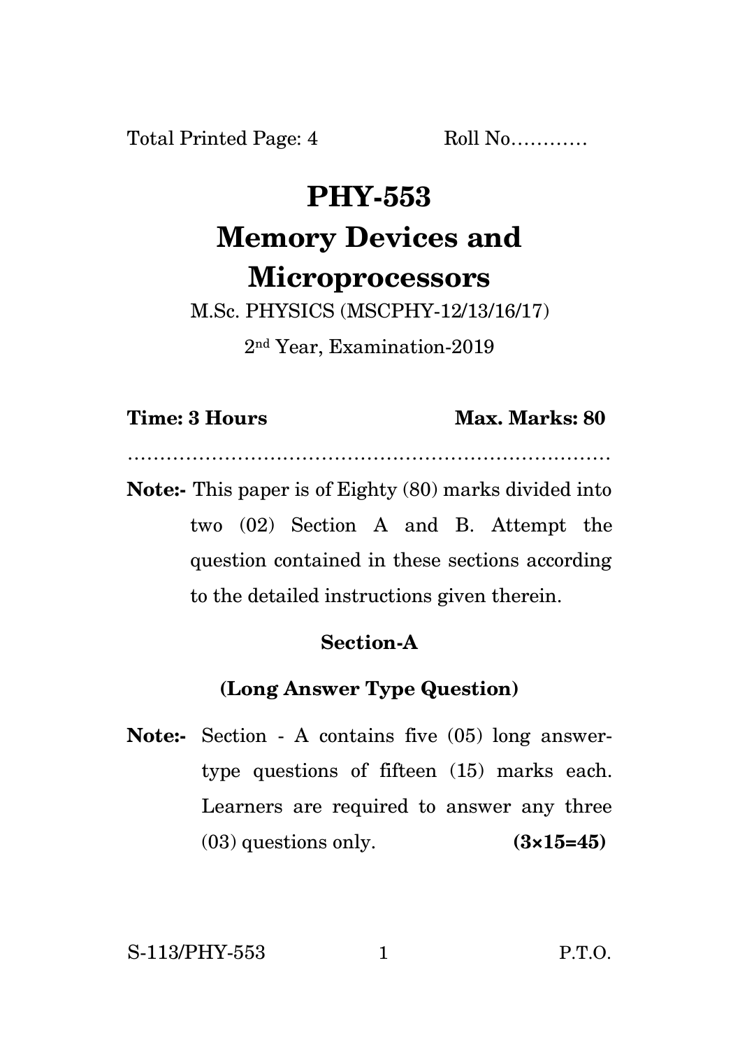Total Printed Page: 4 Roll No…………

# PHY-553

# Memory Devices and Microprocessors

M.Sc. PHYSICS (MSCPHY-12/13/16/17)

2nd Year, Examination-2019

**Time: 3 Hours** **Max. Marks: 80**

…………………………………………………………………

**Note:-** This paper is of Eighty (80) marks divided into two (02) Section A and B. Attempt the question contained in these sections according to the detailed instructions given therein.

## Section-A

### (Long Answer Type Question)

**Note:-** Section - A contains five (05) long answer-type questions of fifteen (15) marks each. Learners are required to answer any three (03) questions only. **(3×15=45)**

S-113/PHY-553 P.T.O.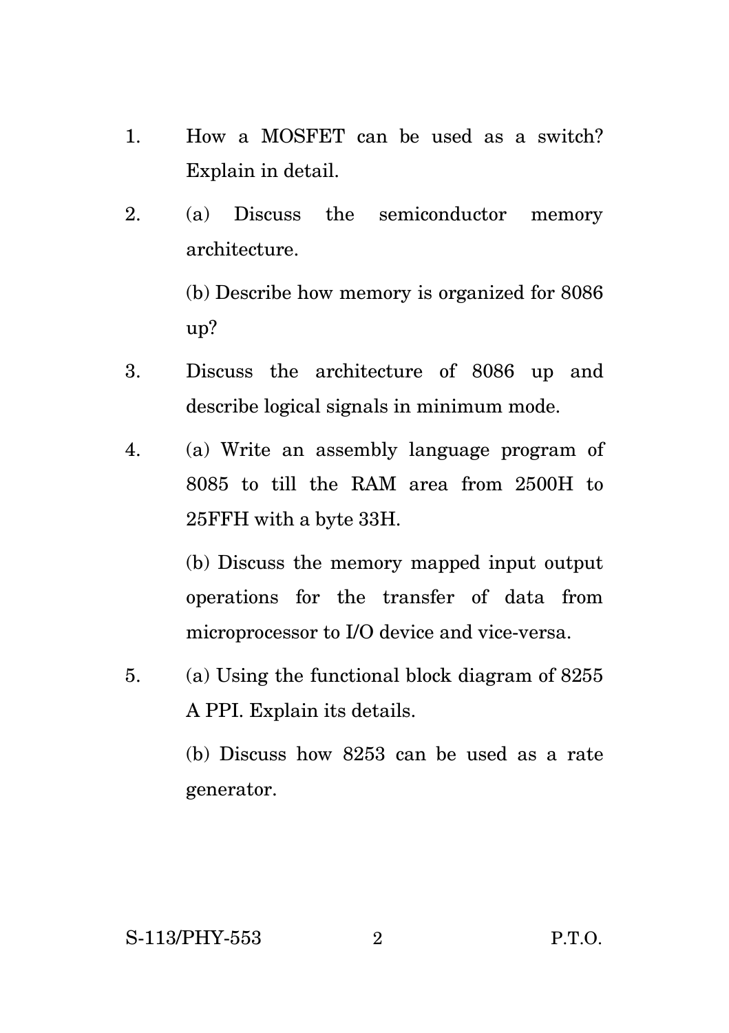1. How a MOSFET can be used as a switch? Explain in detail.

2. (a) Discuss the semiconductor memory architecture.

   (b) Describe how memory is organized for 8086 up?

3. Discuss the architecture of 8086 up and describe logical signals in minimum mode.

4. (a) Write an assembly language program of 8085 to till the RAM area from 2500H to 25FFH with a byte 33H.

   (b) Discuss the memory mapped input output operations for the transfer of data from microprocessor to I/O device and vice-versa.

5. (a) Using the functional block diagram of 8255 A PPI. Explain its details.

   (b) Discuss how 8253 can be used as a rate generator.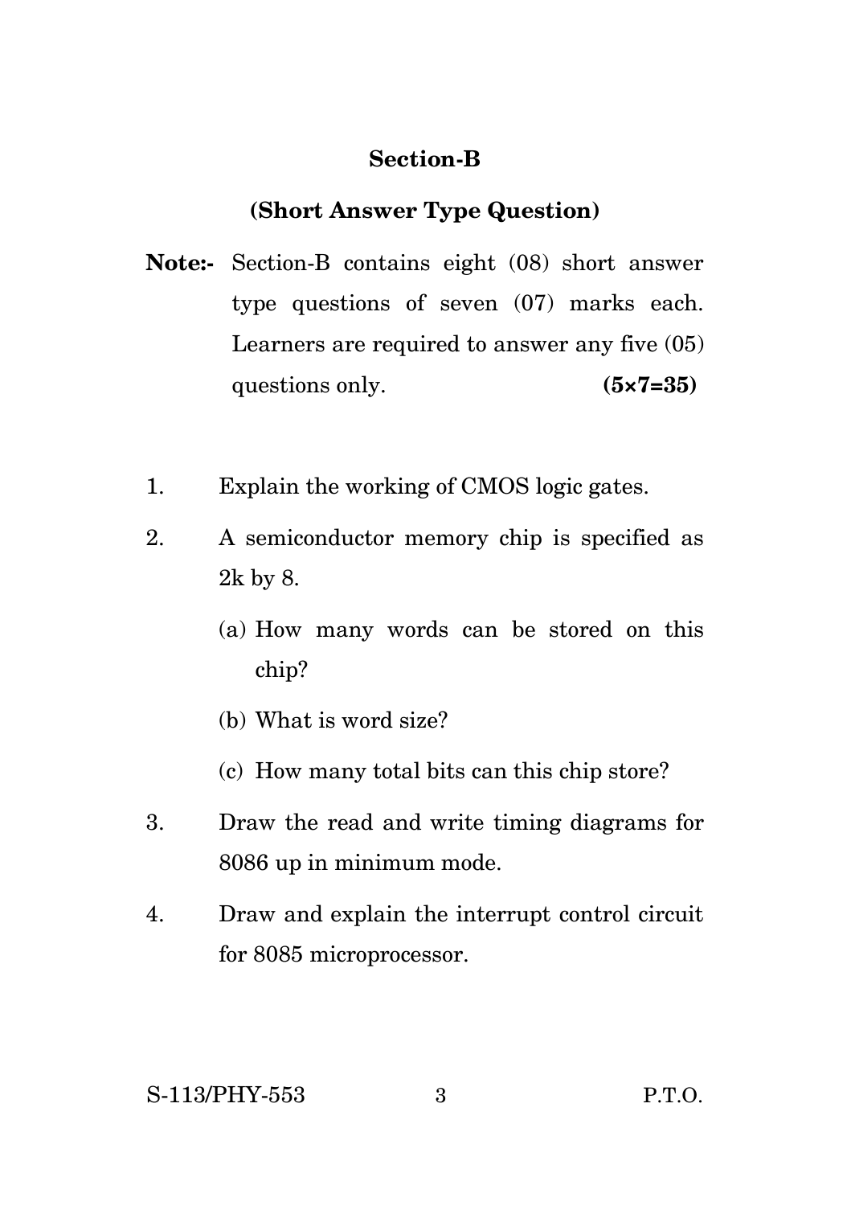## Section-B

### (Short Answer Type Question)

**Note:-** Section-B contains eight (08) short answer type questions of seven (07) marks each. Learners are required to answer any five (05) questions only. **(5×7=35)**

1. Explain the working of CMOS logic gates.

2. A semiconductor memory chip is specified as 2k by 8.

   (a) How many words can be stored on this chip?

   (b) What is word size?

   (c) How many total bits can this chip store?

3. Draw the read and write timing diagrams for 8086 up in minimum mode.

4. Draw and explain the interrupt control circuit for 8085 microprocessor.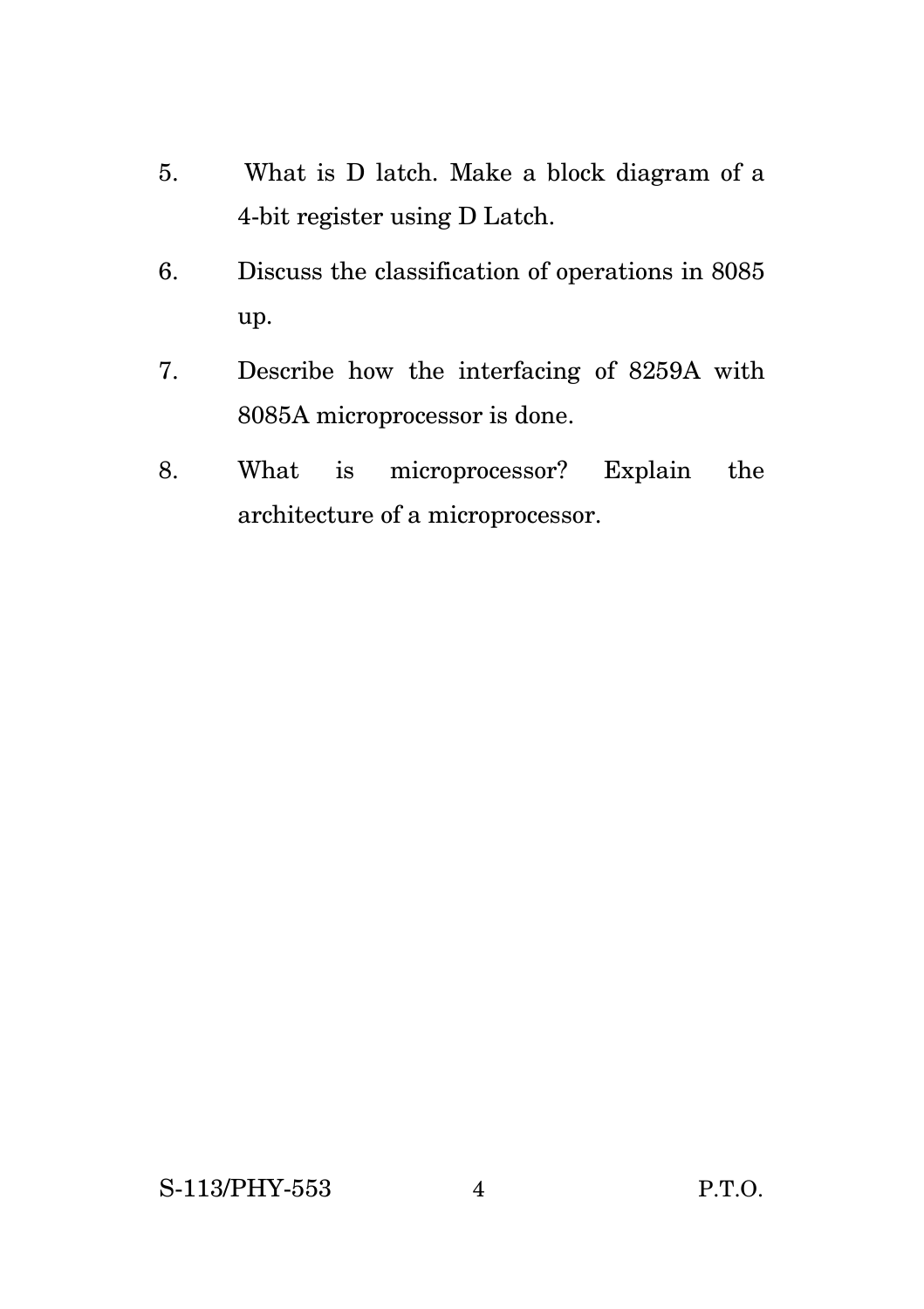5. What is D latch. Make a block diagram of a 4-bit register using D Latch.
6. Discuss the classification of operations in 8085 up.
7. Describe how the interfacing of 8259A with 8085A microprocessor is done.
8. What is microprocessor? Explain the architecture of a microprocessor.